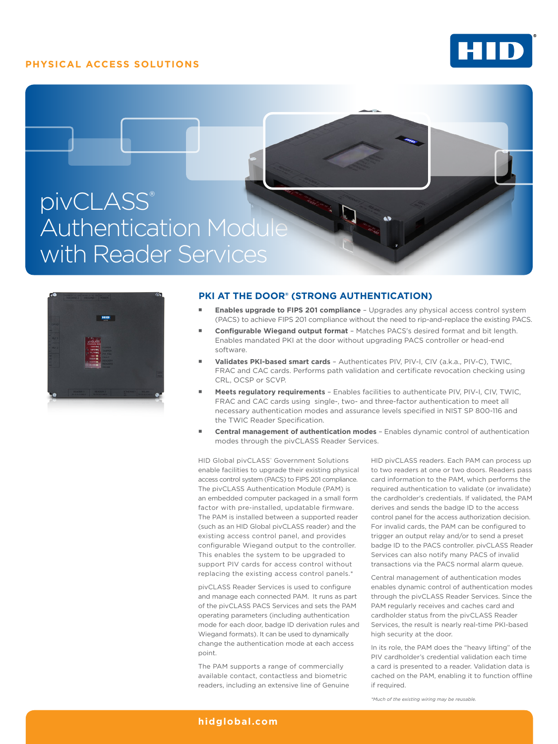PHYSICAL ACCESS SOLUTIONS

# pivCLASS® Authentication Module with Reader Services

## PKI AT THE DOOR® (STRONG AUTHENTICATION)

- **Enables upgrade to FIPS 201 compliance** – Upgrades any physical access control system (PACS) to achieve FIPS 201 compliance without the need to rip-and-replace the existing PACS.
- **Configurable Wiegand output format** – Matches PACS's desired format and bit length. Enables mandated PKI at the door without upgrading PACS controller or head-end software.
- **Validates PKI-based smart cards** – Authenticates PIV, PIV-I, CIV (a.k.a., PIV-C), TWIC, FRAC and CAC cards. Performs path validation and certificate revocation checking using CRL, OCSP or SCVP.
- **Meets regulatory requirements** – Enables facilities to authenticate PIV, PIV-I, CIV, TWIC, FRAC and CAC cards using single-, two- and three-factor authentication to meet all necessary authentication modes and assurance levels specified in NIST SP 800-116 and the TWIC Reader Specification.
- **Central management of authentication modes** – Enables dynamic control of authentication modes through the pivCLASS Reader Services.

HID Global pivCLASS® Government Solutions enable facilities to upgrade their existing physical access control system (PACS) to FIPS 201 compliance. The pivCLASS Authentication Module (PAM) is an embedded computer packaged in a small form factor with pre-installed, updatable firmware. The PAM is installed between a supported reader (such as an HID Global pivCLASS reader) and the existing access control panel, and provides configurable Wiegand output to the controller. This enables the system to be upgraded to support PIV cards for access control without replacing the existing access control panels.*

pivCLASS Reader Services is used to configure and manage each connected PAM. It runs as part of the pivCLASS PACS Services and sets the PAM operating parameters (including authentication mode for each door, badge ID derivation rules and Wiegand formats). It can be used to dynamically change the authentication mode at each access point.

The PAM supports a range of commercially available contact, contactless and biometric readers, including an extensive line of Genuine HID pivCLASS readers. Each PAM can process up to two readers at one or two doors. Readers pass card information to the PAM, which performs the required authentication to validate (or invalidate) the cardholder's credentials. If validated, the PAM derives and sends the badge ID to the access control panel for the access authorization decision. For invalid cards, the PAM can be configured to trigger an output relay and/or to send a preset badge ID to the PACS controller. pivCLASS Reader Services can also notify many PACS of invalid transactions via the PACS normal alarm queue.

Central management of authentication modes enables dynamic control of authentication modes through the pivCLASS Reader Services. Since the PAM regularly receives and caches card and cardholder status from the pivCLASS Reader Services, the result is nearly real-time PKI-based high security at the door.

In its role, the PAM does the "heavy lifting" of the PIV cardholder's credential validation each time a card is presented to a reader. Validation data is cached on the PAM, enabling it to function offline if required.

*\*Much of the existing wiring may be reusable.*

hidglobal.com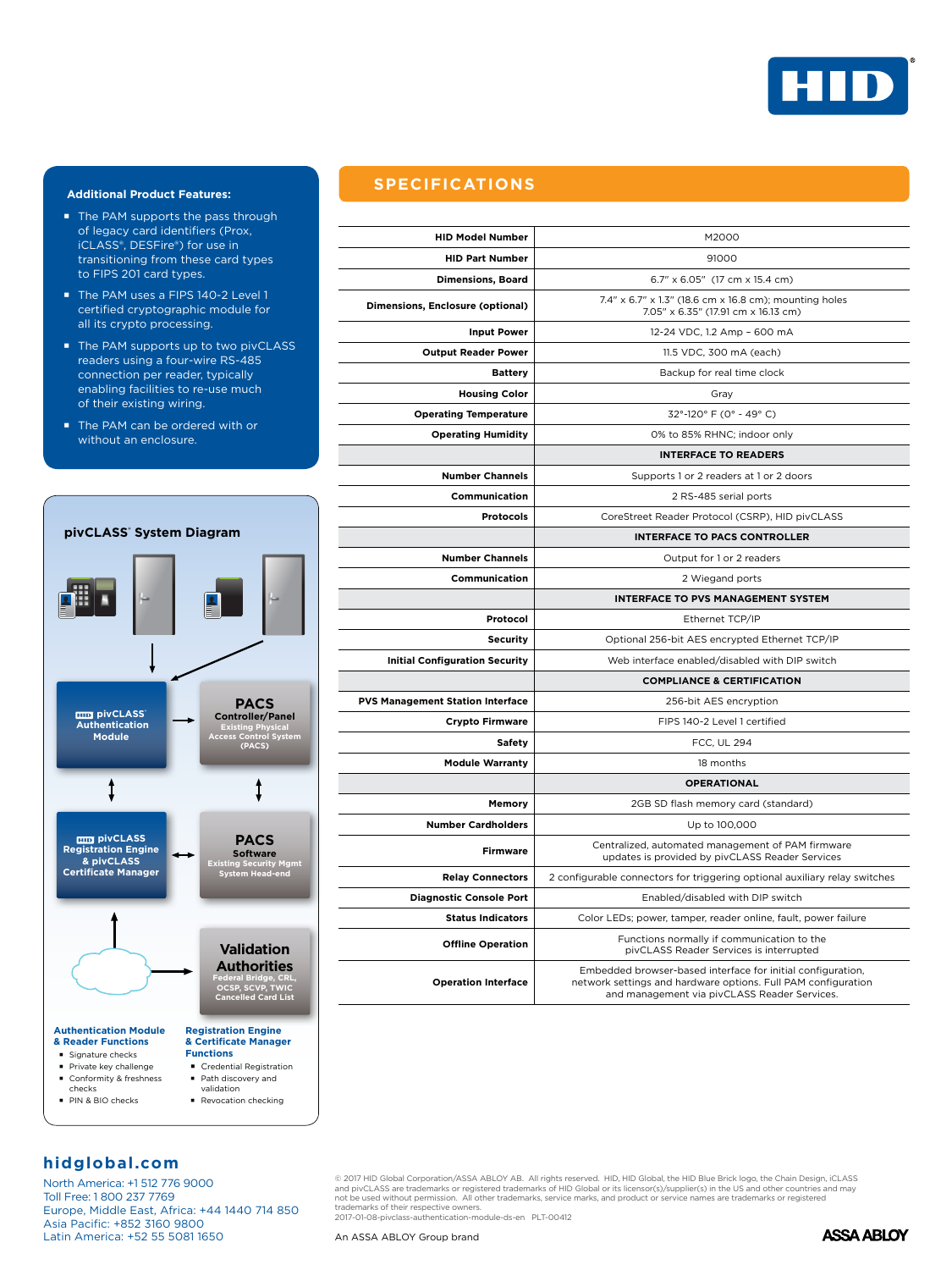### Additional Product Features:

- The PAM supports the pass through of legacy card identifiers (Prox, iCLASS®, DESFire®) for use in transitioning from these card types to FIPS 201 card types.
- The PAM uses a FIPS 140-2 Level 1 certified cryptographic module for all its crypto processing.
- The PAM supports up to two pivCLASS readers using a four-wire RS-485 connection per reader, typically enabling facilities to re-use much of their existing wiring.
- The PAM can be ordered with or without an enclosure.

### pivCLASS® System Diagram

pivCLASS® Authentication Module

PACS Controller/Panel
Existing Physical Access Control System (PACS)

pivCLASS Registration Engine & pivCLASS Certificate Manager

PACS Software
Existing Security Mgmt System Head-end

Validation Authorities
Federal Bridge, CRL, OCSP, SCVP, TWIC Cancelled Card List

**Authentication Module & Reader Functions**

- Signature checks
- Private key challenge
- Conformity & freshness checks
- PIN & BIO checks

**Registration Engine & Certificate Manager Functions**

- Credential Registration
- Path discovery and validation
- Revocation checking

## SPECIFICATIONS

| | |
|---|---|
| **HID Model Number** | M2000 |
| **HID Part Number** | 91000 |
| **Dimensions, Board** | 6.7" x 6.05" (17 cm x 15.4 cm) |
| **Dimensions, Enclosure (optional)** | 7.4" x 6.7" x 1.3" (18.6 cm x 16.8 cm); mounting holes 7.05" x 6.35" (17.91 cm x 16.13 cm) |
| **Input Power** | 12-24 VDC, 1.2 Amp – 600 mA |
| **Output Reader Power** | 11.5 VDC, 300 mA (each) |
| **Battery** | Backup for real time clock |
| **Housing Color** | Gray |
| **Operating Temperature** | 32°-120° F (0° - 49° C) |
| **Operating Humidity** | 0% to 85% RHNC; indoor only |
| | **INTERFACE TO READERS** |
| **Number Channels** | Supports 1 or 2 readers at 1 or 2 doors |
| **Communication** | 2 RS-485 serial ports |
| **Protocols** | CoreStreet Reader Protocol (CSRP), HID pivCLASS |
| | **INTERFACE TO PACS CONTROLLER** |
| **Number Channels** | Output for 1 or 2 readers |
| **Communication** | 2 Wiegand ports |
| | **INTERFACE TO PVS MANAGEMENT SYSTEM** |
| **Protocol** | Ethernet TCP/IP |
| **Security** | Optional 256-bit AES encrypted Ethernet TCP/IP |
| **Initial Configuration Security** | Web interface enabled/disabled with DIP switch |
| | **COMPLIANCE & CERTIFICATION** |
| **PVS Management Station Interface** | 256-bit AES encryption |
| **Crypto Firmware** | FIPS 140-2 Level 1 certified |
| **Safety** | FCC, UL 294 |
| **Module Warranty** | 18 months |
| | **OPERATIONAL** |
| **Memory** | 2GB SD flash memory card (standard) |
| **Number Cardholders** | Up to 100,000 |
| **Firmware** | Centralized, automated management of PAM firmware updates is provided by pivCLASS Reader Services |
| **Relay Connectors** | 2 configurable connectors for triggering optional auxiliary relay switches |
| **Diagnostic Console Port** | Enabled/disabled with DIP switch |
| **Status Indicators** | Color LEDs; power, tamper, reader online, fault, power failure |
| **Offline Operation** | Functions normally if communication to the pivCLASS Reader Services is interrupted |
| **Operation Interface** | Embedded browser-based interface for initial configuration, network settings and hardware options. Full PAM configuration and management via pivCLASS Reader Services. |

**hidglobal.com**

North America: +1 512 776 9000
Toll Free: 1 800 237 7769
Europe, Middle East, Africa: +44 1440 714 850
Asia Pacific: +852 3160 9800
Latin America: +52 55 5081 1650

© 2017 HID Global Corporation/ASSA ABLOY AB. All rights reserved. HID, HID Global, the HID Blue Brick logo, the Chain Design, iCLASS and pivCLASS are trademarks or registered trademarks of HID Global or its licensor(s)/supplier(s) in the US and other countries and may not be used without permission. All other trademarks, service marks, and product or service names are trademarks or registered trademarks of their respective owners.
2017-01-08-pivclass-authentication-module-ds-en PLT-00412

An ASSA ABLOY Group brand